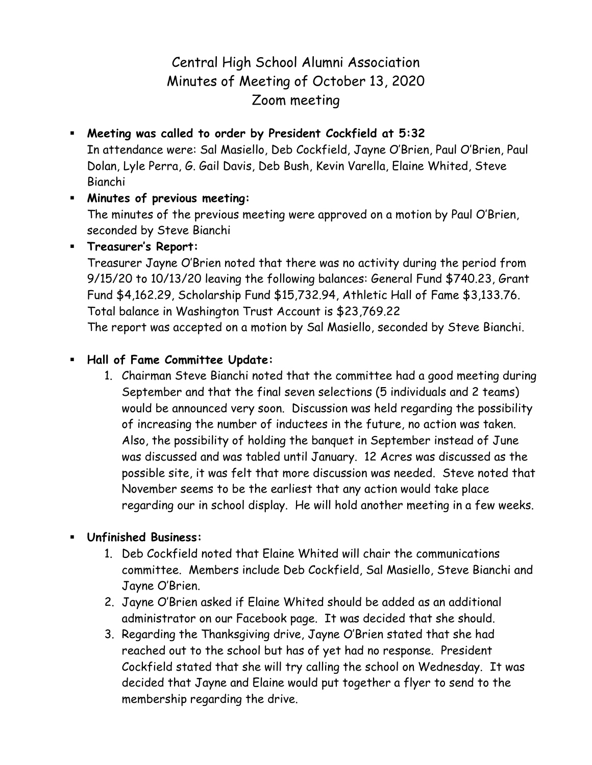# Central High School Alumni Association
## Minutes of Meeting of October 13, 2020
## Zoom meeting

- **Meeting was called to order by President Cockfield at 5:32**
  In attendance were: Sal Masiello, Deb Cockfield, Jayne O'Brien, Paul O'Brien, Paul Dolan, Lyle Perra, G. Gail Davis, Deb Bush, Kevin Varella, Elaine Whited, Steve Bianchi
- **Minutes of previous meeting:**
  The minutes of the previous meeting were approved on a motion by Paul O'Brien, seconded by Steve Bianchi
- **Treasurer's Report:**
  Treasurer Jayne O'Brien noted that there was no activity during the period from 9/15/20 to 10/13/20 leaving the following balances: General Fund $740.23, Grant Fund $4,162.29, Scholarship Fund $15,732.94, Athletic Hall of Fame $3,133.76. Total balance in Washington Trust Account is $23,769.22
  The report was accepted on a motion by Sal Masiello, seconded by Steve Bianchi.
- **Hall of Fame Committee Update:**
  1. Chairman Steve Bianchi noted that the committee had a good meeting during September and that the final seven selections (5 individuals and 2 teams) would be announced very soon. Discussion was held regarding the possibility of increasing the number of inductees in the future, no action was taken. Also, the possibility of holding the banquet in September instead of June was discussed and was tabled until January. 12 Acres was discussed as the possible site, it was felt that more discussion was needed. Steve noted that November seems to be the earliest that any action would take place regarding our in school display. He will hold another meeting in a few weeks.
- **Unfinished Business:**
  1. Deb Cockfield noted that Elaine Whited will chair the communications committee. Members include Deb Cockfield, Sal Masiello, Steve Bianchi and Jayne O'Brien.
  2. Jayne O'Brien asked if Elaine Whited should be added as an additional administrator on our Facebook page. It was decided that she should.
  3. Regarding the Thanksgiving drive, Jayne O'Brien stated that she had reached out to the school but has of yet had no response. President Cockfield stated that she will try calling the school on Wednesday. It was decided that Jayne and Elaine would put together a flyer to send to the membership regarding the drive.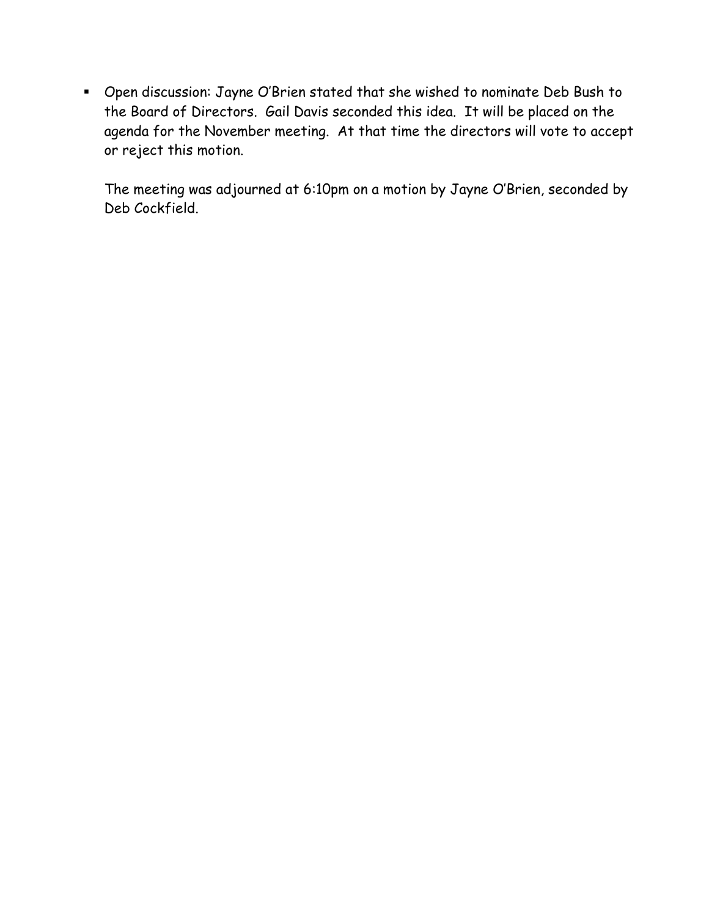- Open discussion: Jayne O'Brien stated that she wished to nominate Deb Bush to the Board of Directors. Gail Davis seconded this idea. It will be placed on the agenda for the November meeting. At that time the directors will vote to accept or reject this motion.

  The meeting was adjourned at 6:10pm on a motion by Jayne O'Brien, seconded by Deb Cockfield.